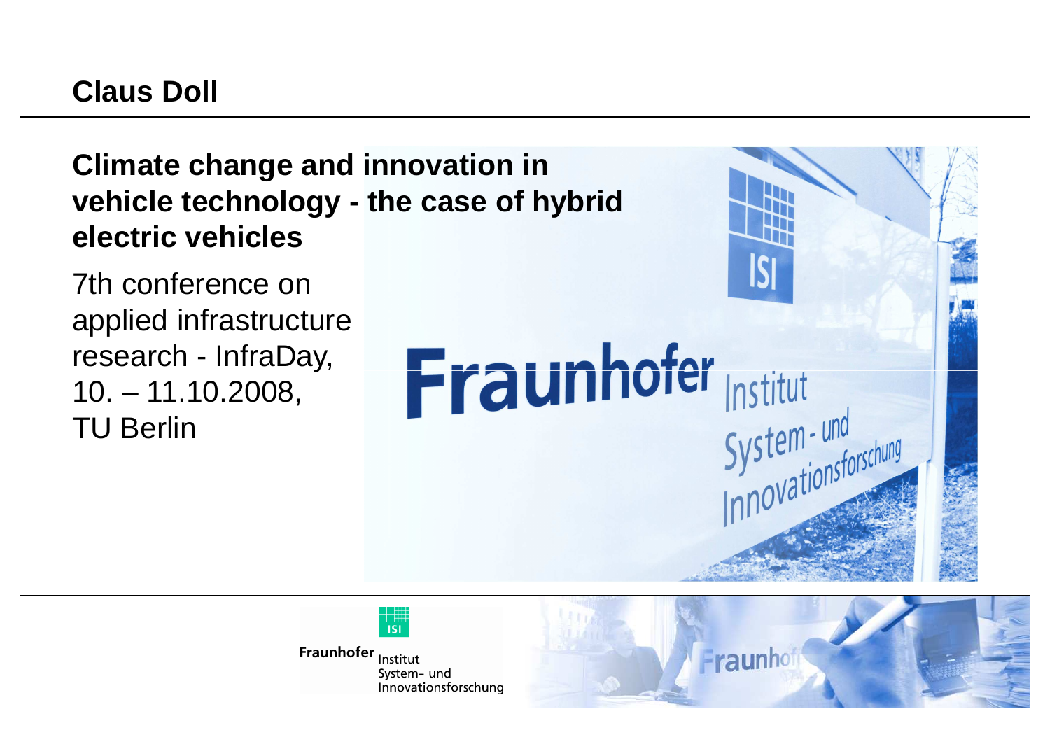**Claus Doll**

# Climate change and innovation in vehicle technology - the case of hybrid electric vehicles

7th conference on applied infrastructure research - InfraDay, 10. – 11.10.2008, TU Berlin

Fraunhofer Institut System- und Innovationsforschung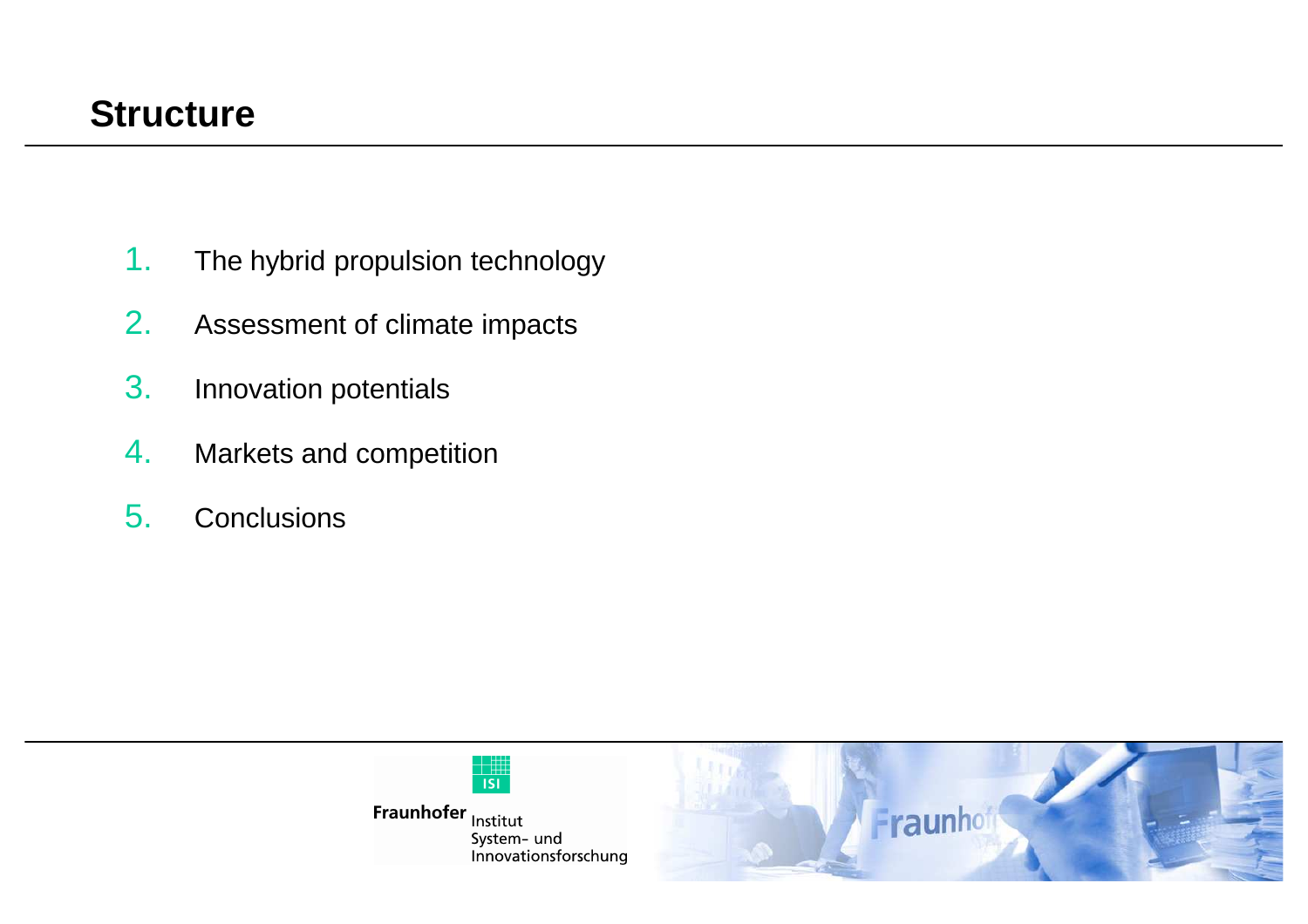# Structure

1. The hybrid propulsion technology
2. Assessment of climate impacts
3. Innovation potentials
4. Markets and competition
5. Conclusions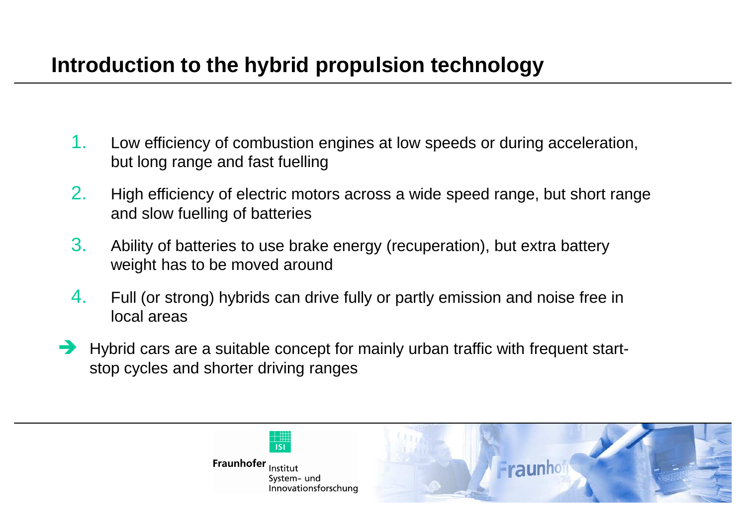# Introduction to the hybrid propulsion technology

1. Low efficiency of combustion engines at low speeds or during acceleration, but long range and fast fuelling
2. High efficiency of electric motors across a wide speed range, but short range and slow fuelling of batteries
3. Ability of batteries to use brake energy (recuperation), but extra battery weight has to be moved around
4. Full (or strong) hybrids can drive fully or partly emission and noise free in local areas

➔ Hybrid cars are a suitable concept for mainly urban traffic with frequent start-stop cycles and shorter driving ranges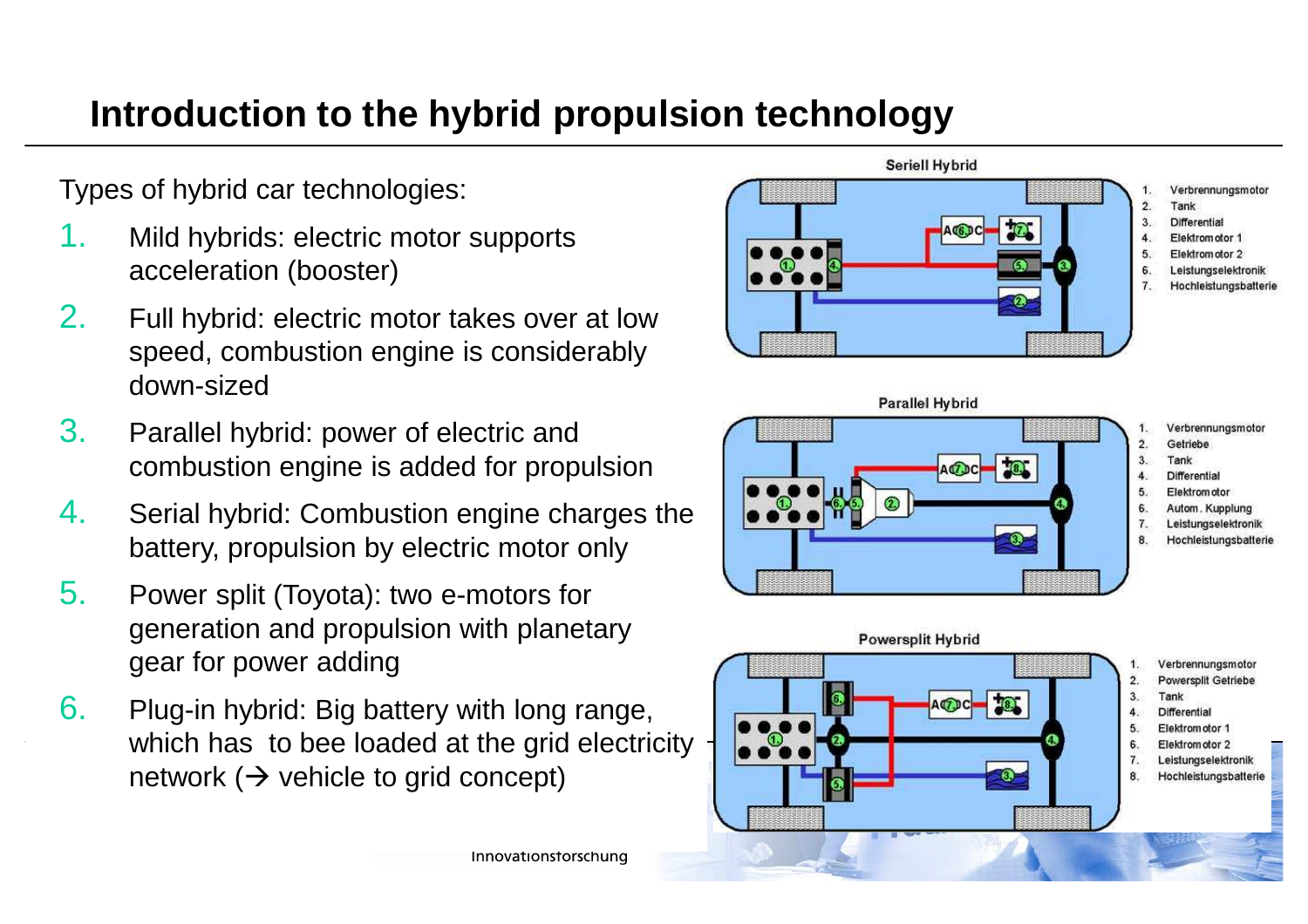# Introduction to the hybrid propulsion technology

Types of hybrid car technologies:

1. Mild hybrids: electric motor supports acceleration (booster)
2. Full hybrid: electric motor takes over at low speed, combustion engine is considerably down-sized
3. Parallel hybrid: power of electric and combustion engine is added for propulsion
4. Serial hybrid: Combustion engine charges the battery, propulsion by electric motor only
5. Power split (Toyota): two e-motors for generation and propulsion with planetary gear for power adding
6. Plug-in hybrid: Big battery with long range, which has  to bee loaded at the grid electricity network (→ vehicle to grid concept)

**Seriell Hybrid**

1. Verbrennungsmotor
2. Tank
3. Differential
4. Elektromotor 1
5. Elektromotor 2
6. Leistungselektronik
7. Hochleistungsbatterie

**Parallel Hybrid**

1. Verbrennungsmotor
2. Getriebe
3. Tank
4. Differential
5. Elektromotor
6. Autom. Kupplung
7. Leistungselektronik
8. Hochleistungsbatterie

**Powersplit Hybrid**

1. Verbrennungsmotor
2. Powersplit Getriebe
3. Tank
4. Differential
5. Elektromotor 1
6. Elektromotor 2
7. Leistungselektronik
8. Hochleistungsbatterie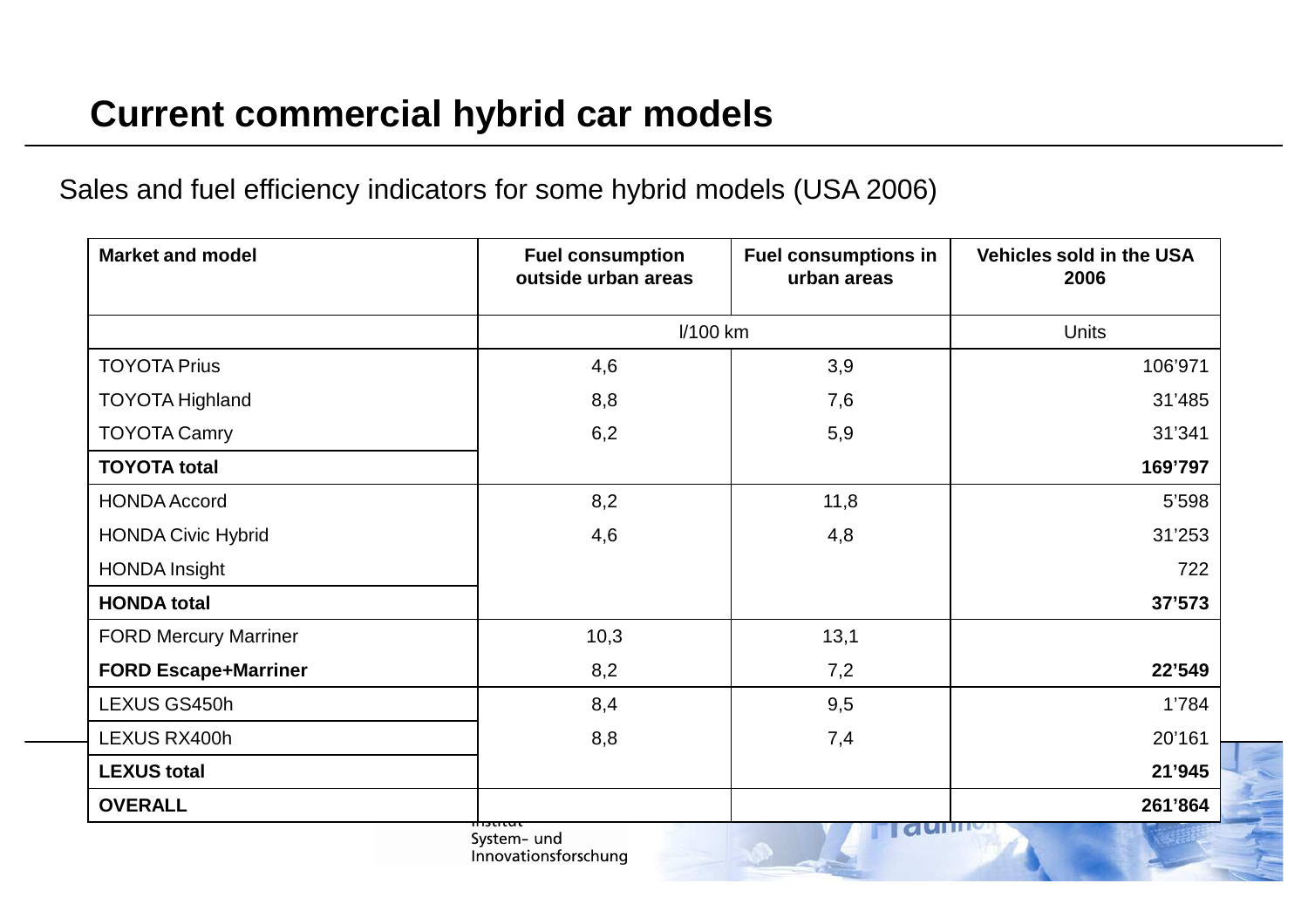# Current commercial hybrid car models

Sales and fuel efficiency indicators for some hybrid models (USA 2006)

| Market and model | Fuel consumption outside urban areas | Fuel consumptions in urban areas | Vehicles sold in the USA 2006 |
|---|---|---|---|
| | l/100 km | | Units |
| TOYOTA Prius | 4,6 | 3,9 | 106'971 |
| TOYOTA Highland | 8,8 | 7,6 | 31'485 |
| TOYOTA Camry | 6,2 | 5,9 | 31'341 |
| **TOYOTA total** | | | **169'797** |
| HONDA Accord | 8,2 | 11,8 | 5'598 |
| HONDA Civic Hybrid | 4,6 | 4,8 | 31'253 |
| HONDA Insight | | | 722 |
| **HONDA total** | | | **37'573** |
| FORD Mercury Marriner | 10,3 | 13,1 | |
| **FORD Escape+Marriner** | 8,2 | 7,2 | **22'549** |
| LEXUS GS450h | 8,4 | 9,5 | 1'784 |
| LEXUS RX400h | 8,8 | 7,4 | 20'161 |
| **LEXUS total** | | | **21'945** |
| **OVERALL** | | | **261'864** |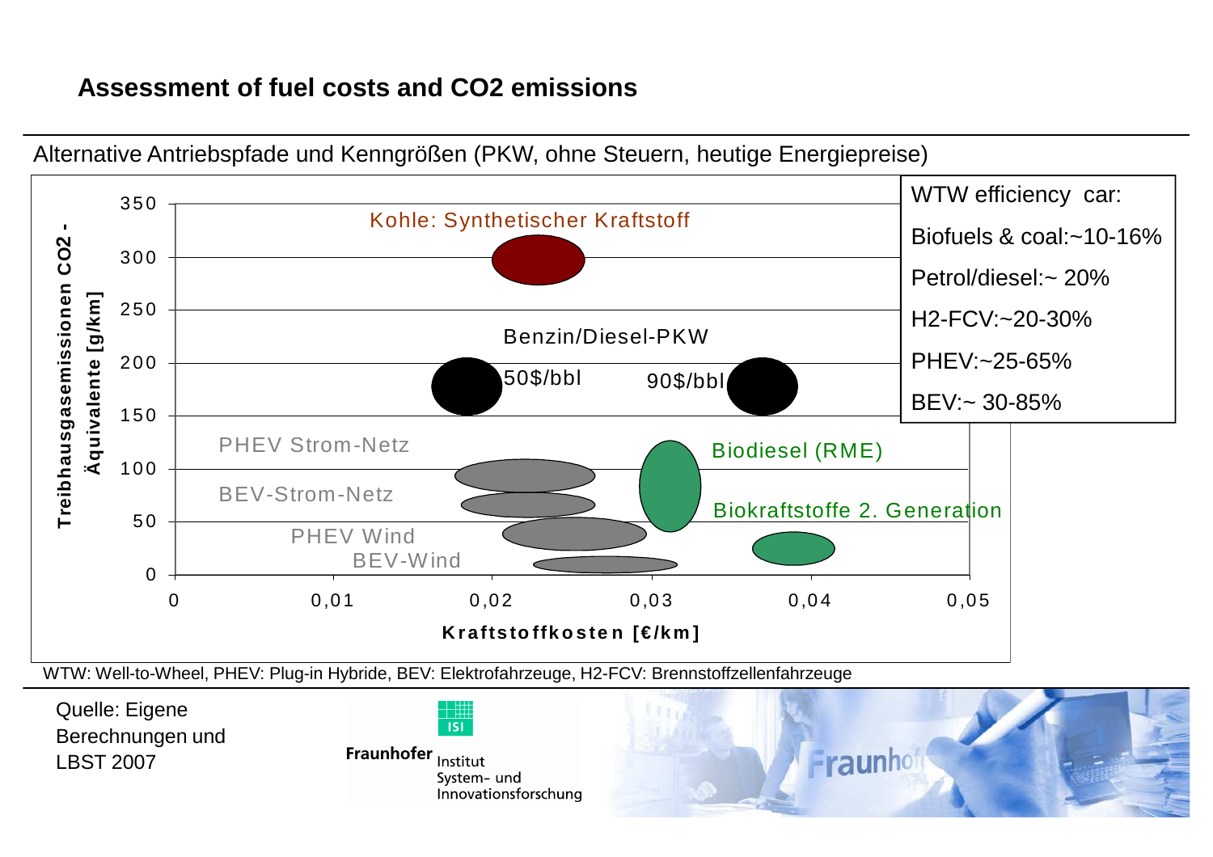## Assessment of fuel costs and CO2 emissions

Alternative Antriebspfade und Kenngrößen (PKW, ohne Steuern, heutige Energiepreise)

Treibhausgasemissionen $CO_2$ - Äquivalente [g/km]

350
300
250
200
150
100
50
0

Kohle: Synthetischer Kraftstoff

Benzin/Diesel-PKW

50$/bbl

90$/bbl

PHEV Strom-Netz

BEV-Strom-Netz

PHEV Wind

BEV-Wind

Biodiesel (RME)

Biokraftstoffe 2. Generation

0 | 0,01 | 0,02 | 0,03 | 0,04 | 0,05

Kraftstoffkosten [€/km]

WTW efficiency car:

- Biofuels & coal:~10-16%
- Petrol/diesel:~ 20%
- H2-FCV:~20-30%
- PHEV:~25-65%
- BEV:~ 30-85%

WTW: Well-to-Wheel, PHEV: Plug-in Hybride, BEV: Elektrofahrzeuge, H2-FCV: Brennstoffzellenfahrzeuge

Quelle: Eigene Berechnungen und LBST 2007

Fraunhofer Institut System- und Innovationsforschung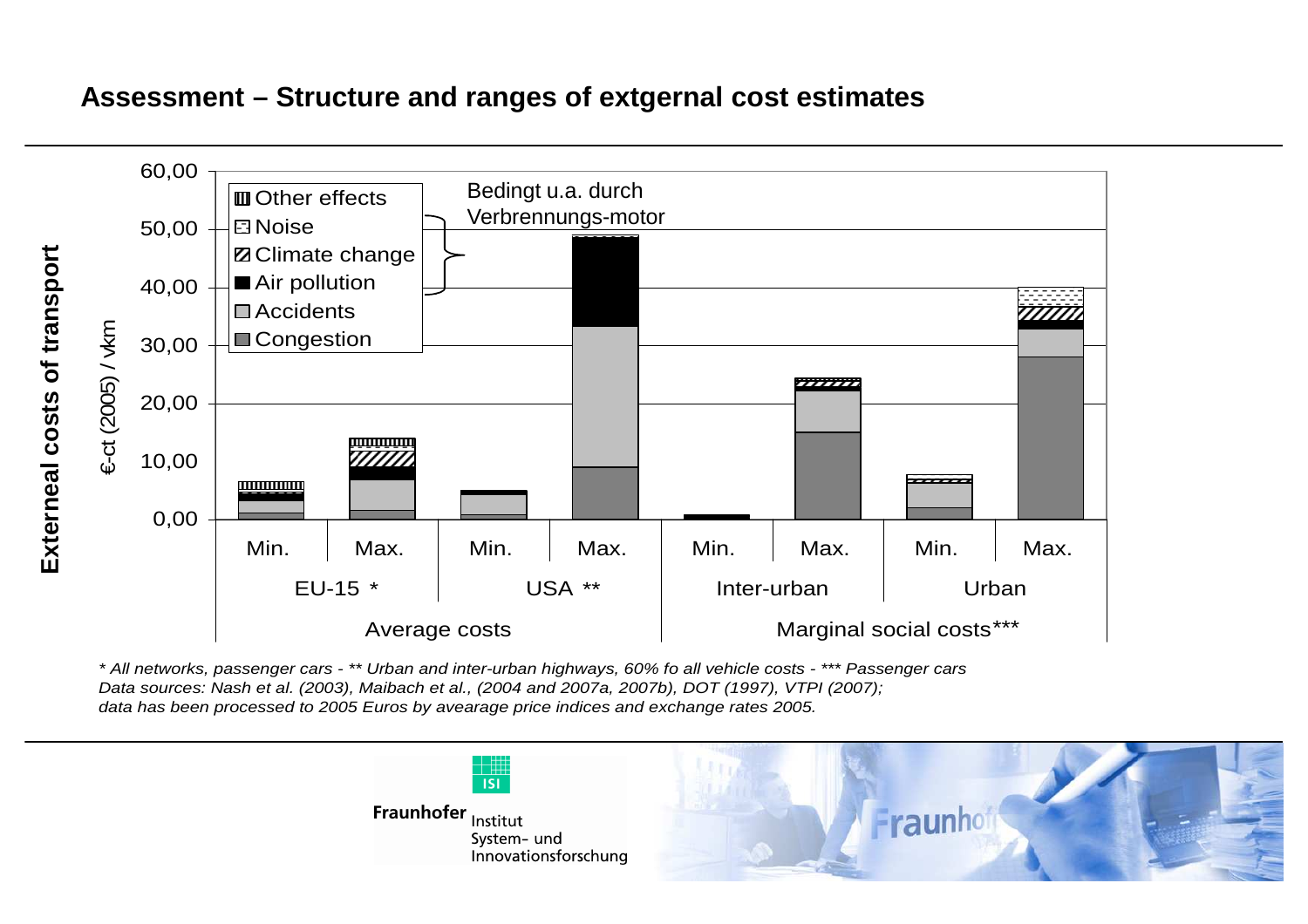## Assessment – Structure and ranges of extgernal cost estimates

External costs of transport

€-ct (2005) / vkm

Legend: Other effects, Noise, Climate change, Air pollution, Accidents, Congestion

Bedingt u.a. durch Verbrennungs-motor

| | Min. | Max. | Min. | Max. | Min. | Max. | Min. | Max. |
|---|---|---|---|---|---|---|---|---|
| | EU-15 * | | USA ** | | Inter-urban | | Urban | |
| | Average costs | | | | Marginal social costs*** | | | |

*\* All networks, passenger cars - \*\* Urban and inter-urban highways, 60% fo all vehicle costs - \*\*\* Passenger cars*
*Data sources: Nash et al. (2003), Maibach et al., (2004 and 2007a, 2007b), DOT (1997), VTPI (2007);*
*data has been processed to 2005 Euros by avearage price indices and exchange rates 2005.*

Fraunhofer Institut System- und Innovationsforschung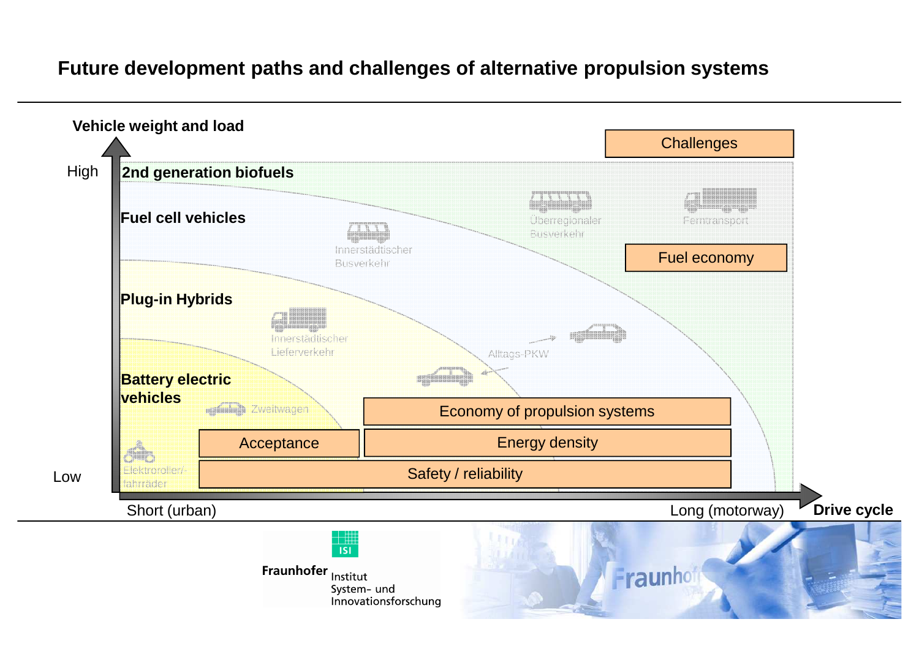# Future development paths and challenges of alternative propulsion systems

**Vehicle weight and load**

High

Low

**2nd generation biofuels**

**Fuel cell vehicles**

**Plug-in Hybrids**

**Battery electric vehicles**

Innerstädtischer Busverkehr

Überregionaler Busverkehr

Ferntransport

Innerstädtischer Lieferverkehr

Alltags-PKW

Zweitwagen

Elektroroller/-fahrräder

Challenges

Fuel economy

Economy of propulsion systems

Acceptance

Energy density

Safety / reliability

Short (urban)

Long (motorway)

**Drive cycle**

Fraunhofer Institut System- und Innovationsforschung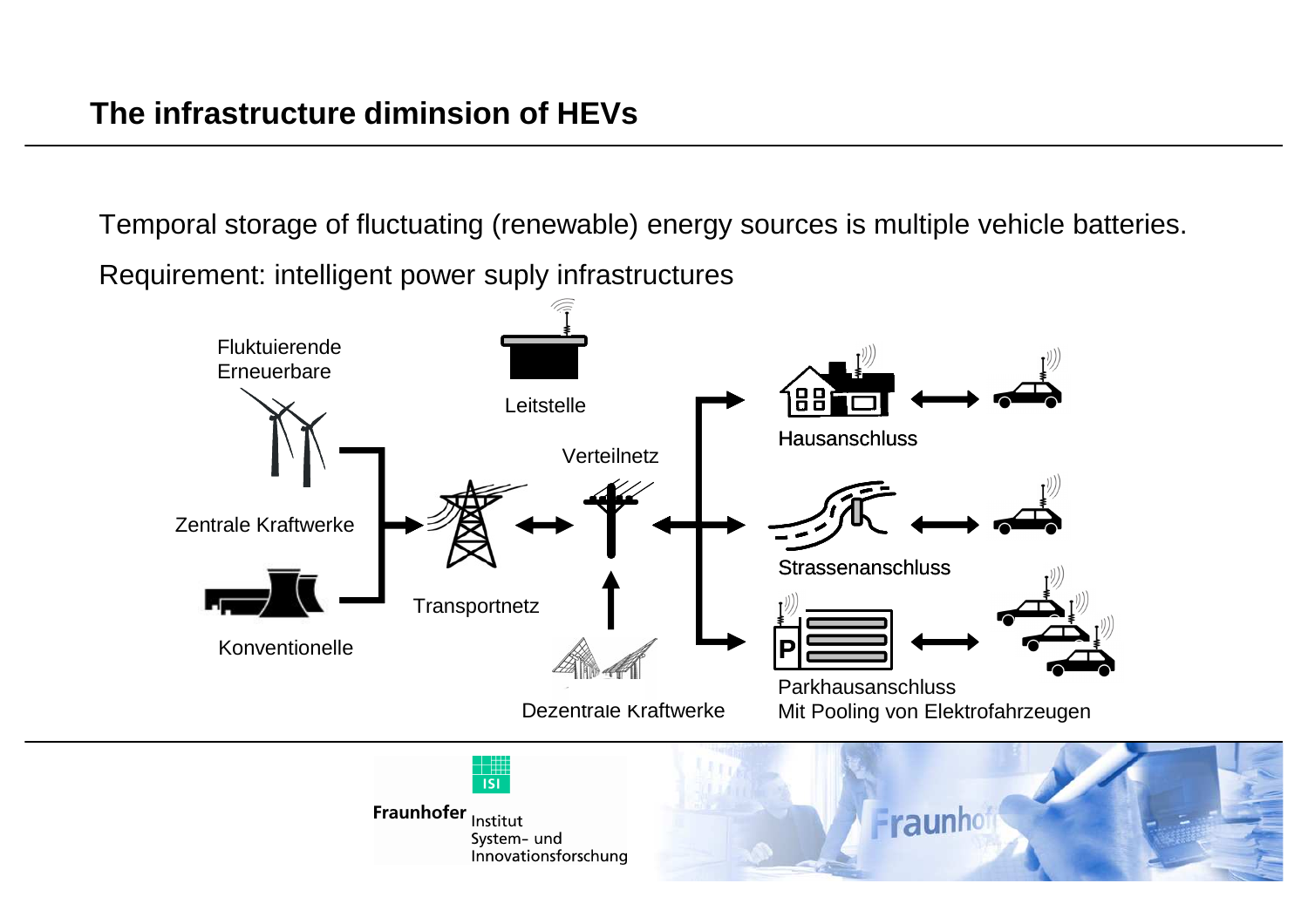## The infrastructure diminsion of HEVs

Temporal storage of fluctuating (renewable) energy sources is multiple vehicle batteries.

Requirement: intelligent power suply infrastructures

Fluktuierende Erneuerbare

Zentrale Kraftwerke

Konventionelle

Leitstelle

Verteilnetz

Transportnetz

Dezentrale Kraftwerke

Hausanschluss

Strassenanschluss

Parkhausanschluss
Mit Pooling von Elektrofahrzeugen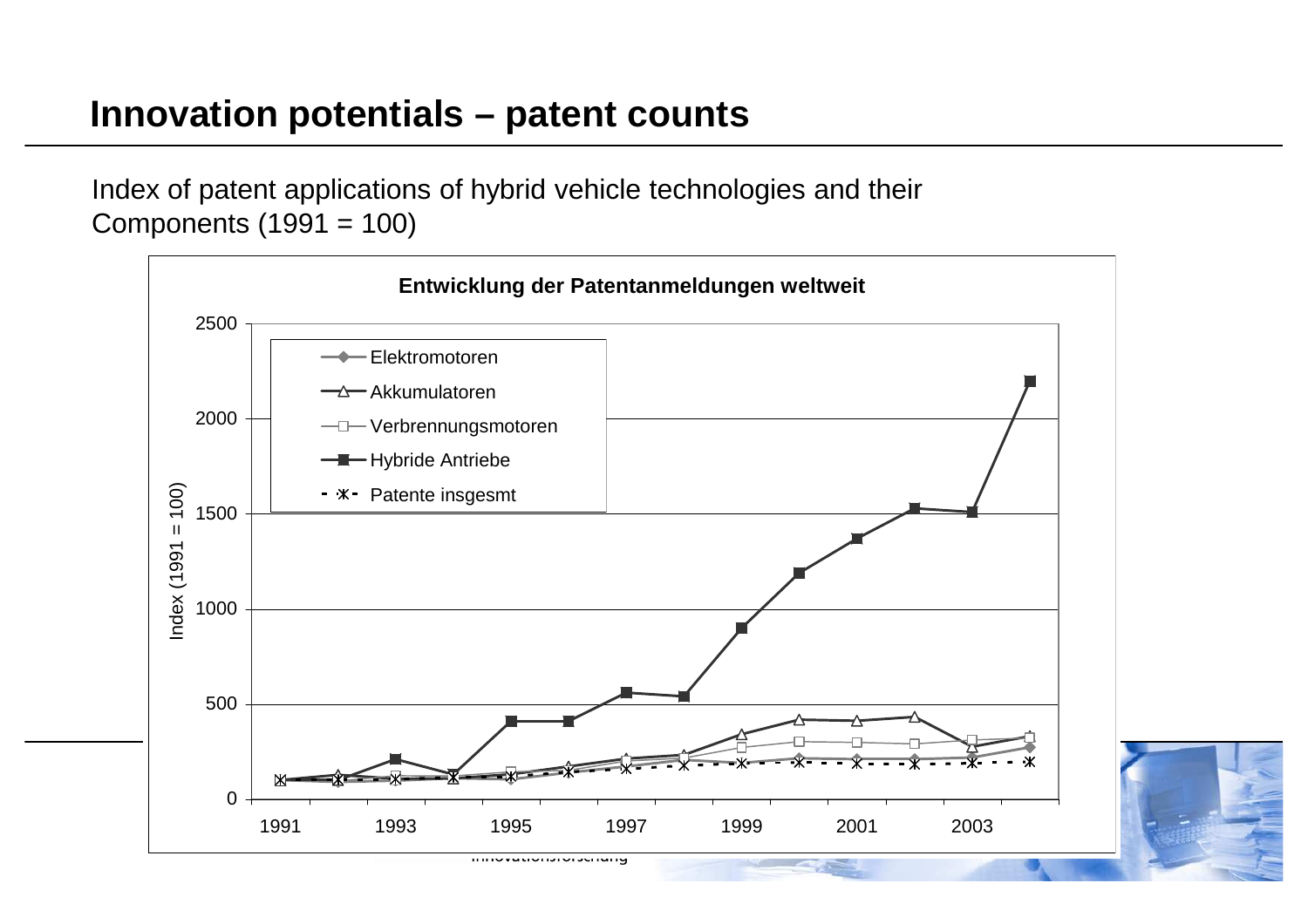# Innovation potentials – patent counts

Index of patent applications of hybrid vehicle technologies and their Components (1991 = 100)

**Entwicklung der Patentanmeldungen weltweit**

Index (1991 = 100)

- Elektromotoren
- Akkumulatoren
- Verbrennungsmotoren
- Hybride Antriebe
- Patente insgesmt

Y-axis: 0, 500, 1000, 1500, 2000, 2500

X-axis: 1991, 1993, 1995, 1997, 1999, 2001, 2003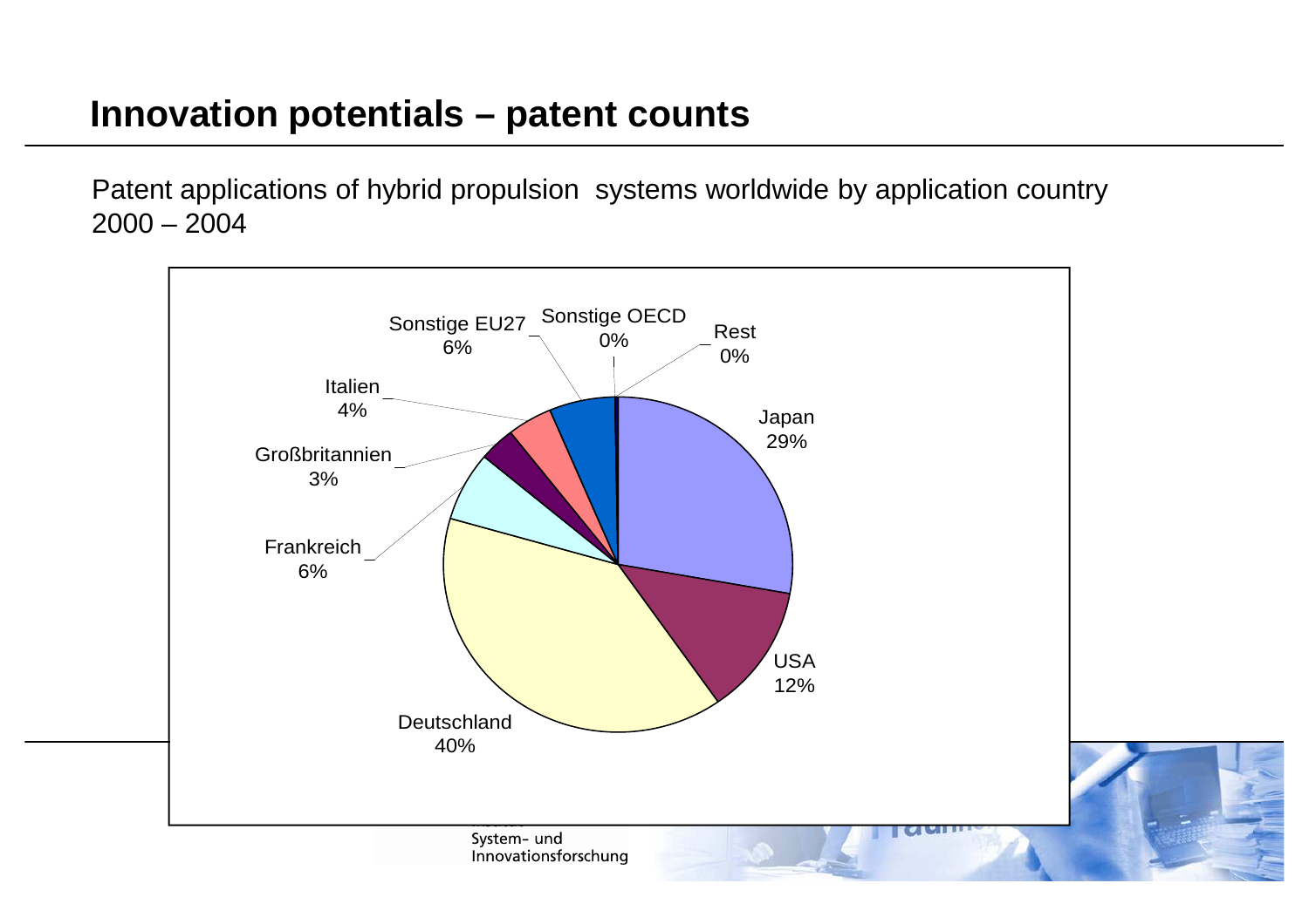# Innovation potentials – patent counts

Patent applications of hybrid propulsion systems worldwide by application country 2000 – 2004

| Country | Share |
| --- | --- |
| Japan | 29% |
| USA | 12% |
| Deutschland | 40% |
| Frankreich | 6% |
| Großbritannien | 3% |
| Italien | 4% |
| Sonstige EU27 | 6% |
| Sonstige OECD | 0% |
| Rest | 0% |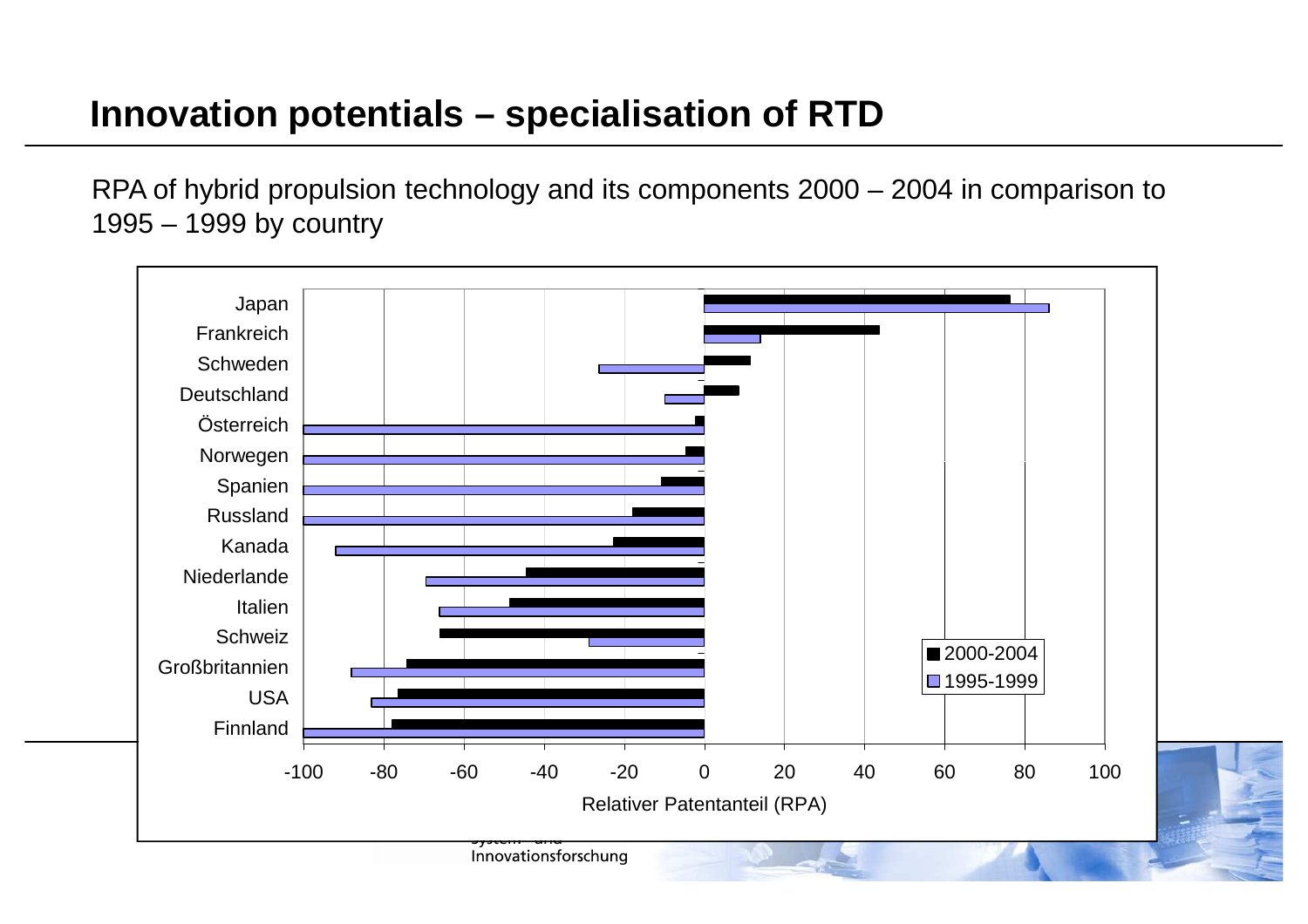# Innovation potentials – specialisation of RTD

RPA of hybrid propulsion technology and its components 2000 – 2004 in comparison to 1995 – 1999 by country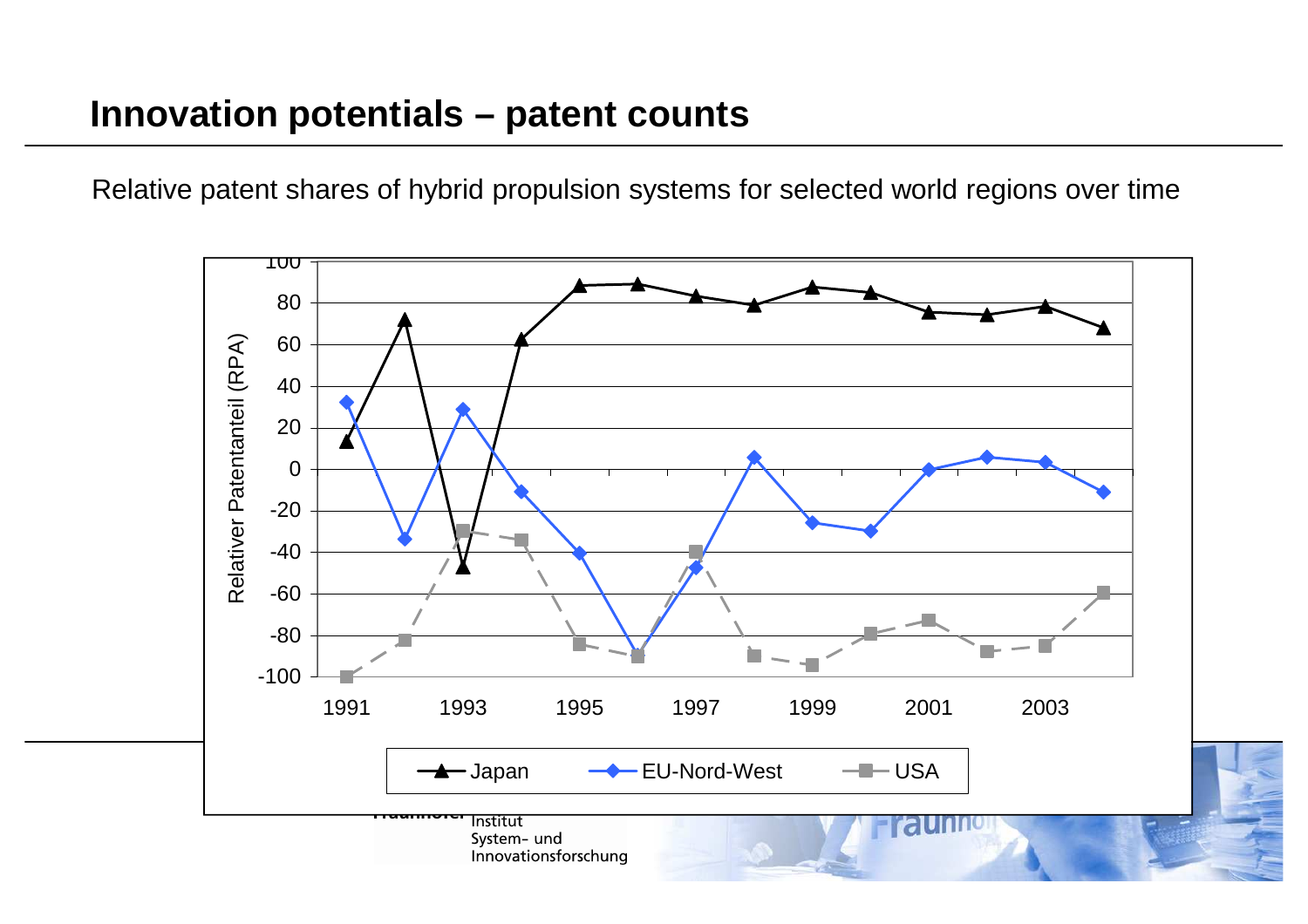# Innovation potentials – patent counts

Relative patent shares of hybrid propulsion systems for selected world regions over time

Relativer Patentanteil (RPA)

100
80
60
40
20
0
-20
-40
-60
-80
-100

1991 1993 1995 1997 1999 2001 2003

Japan — EU-Nord-West — USA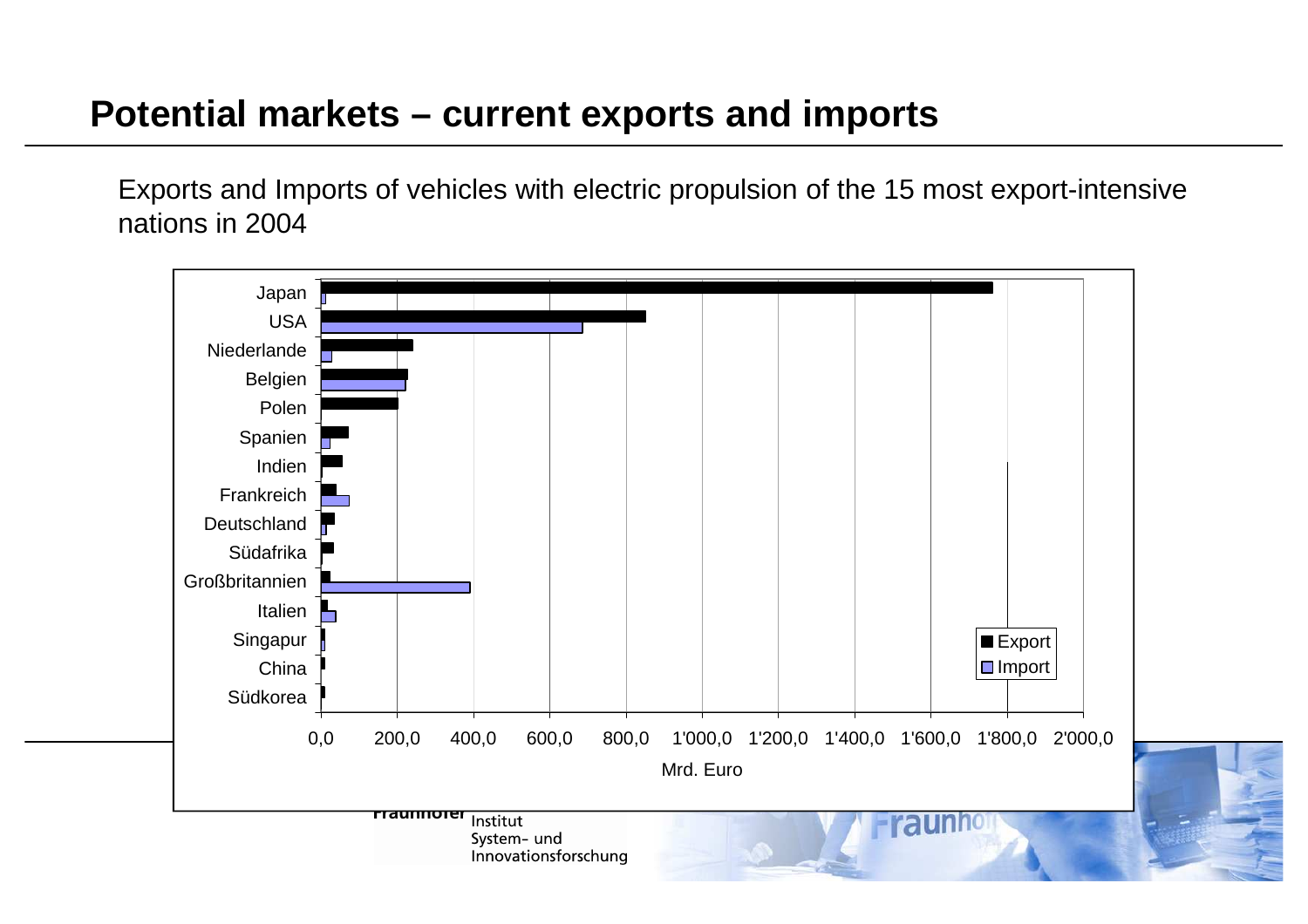# Potential markets – current exports and imports

Exports and Imports of vehicles with electric propulsion of the 15 most export-intensive nations in 2004

Japan
USA
Niederlande
Belgien
Polen
Spanien
Indien
Frankreich
Deutschland
Südafrika
Großbritannien
Italien
Singapur
China
Südkorea

■ Export
□ Import

0,0 200,0 400,0 600,0 800,0 1'000,0 1'200,0 1'400,0 1'600,0 1'800,0 2'000,0

Mrd. Euro

Fraunhofer Institut System- und Innovationsforschung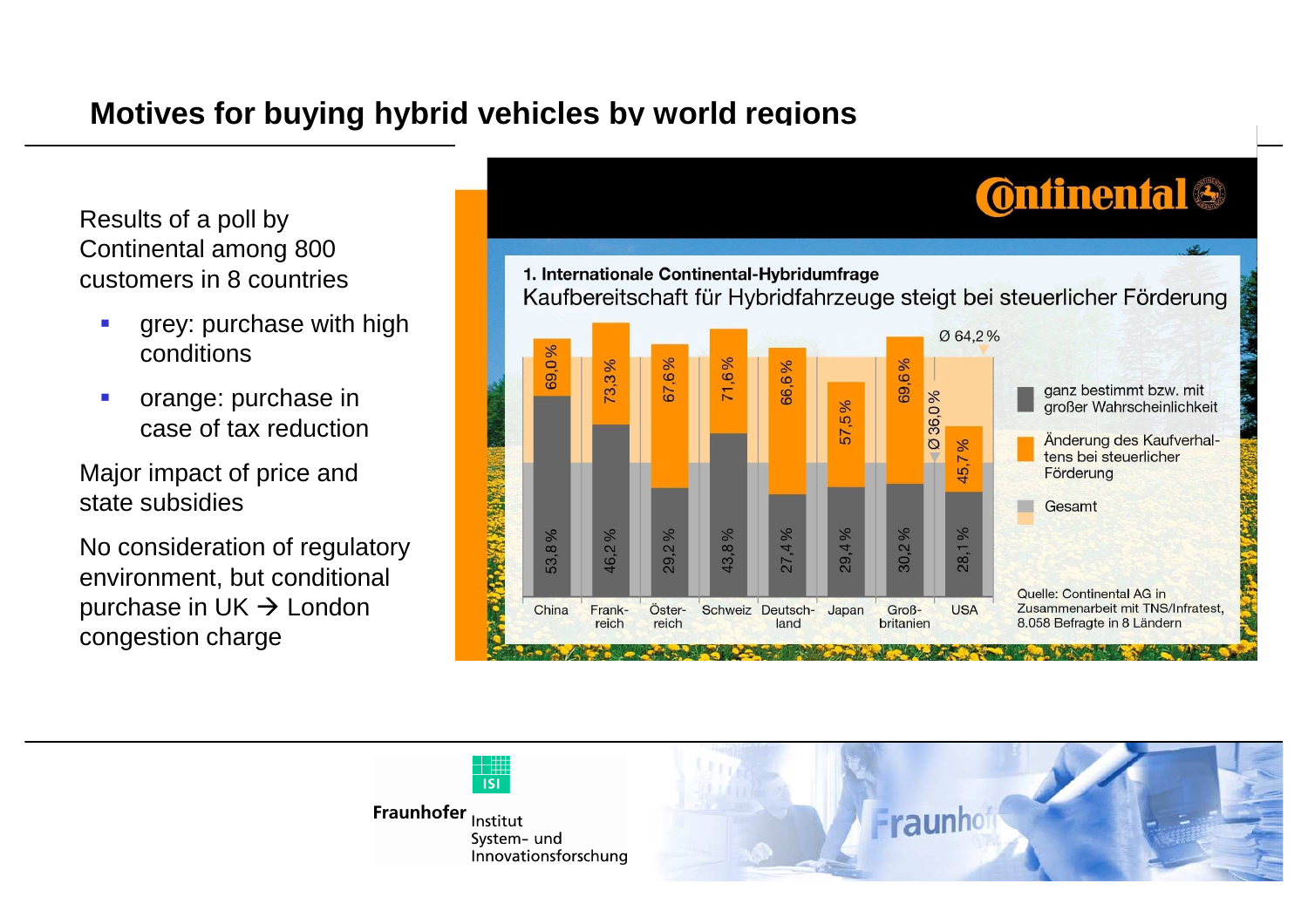# Motives for buying hybrid vehicles by world regions

Results of a poll by Continental among 800 customers in 8 countries

- grey: purchase with high conditions
- orange: purchase in case of tax reduction

Major impact of price and state subsidies

No consideration of regulatory environment, but conditional purchase in UK → London congestion charge

**1. Internationale Continental-Hybridumfrage**

Kaufbereitschaft für Hybridfahrzeuge steigt bei steuerlicher Förderung

| Land | ganz bestimmt bzw. mit großer Wahrscheinlichkeit | Gesamt (inkl. Änderung des Kaufverhaltens bei steuerlicher Förderung) |
|---|---|---|
| China | 53,8 % | 69,0 % |
| Frankreich | 46,2 % | 73,3 % |
| Österreich | 29,2 % | 67,6 % |
| Schweiz | 43,8 % | 71,6 % |
| Deutschland | 27,4 % | 66,6 % |
| Japan | 29,4 % | 57,5 % |
| Großbritanien | 30,2 % | 69,6 % |
| USA | 28,1 % | 45,7 % |
| Ø | 36,0 % | 64,2 % |

Quelle: Continental AG in Zusammenarbeit mit TNS/Infratest, 8.058 Befragte in 8 Ländern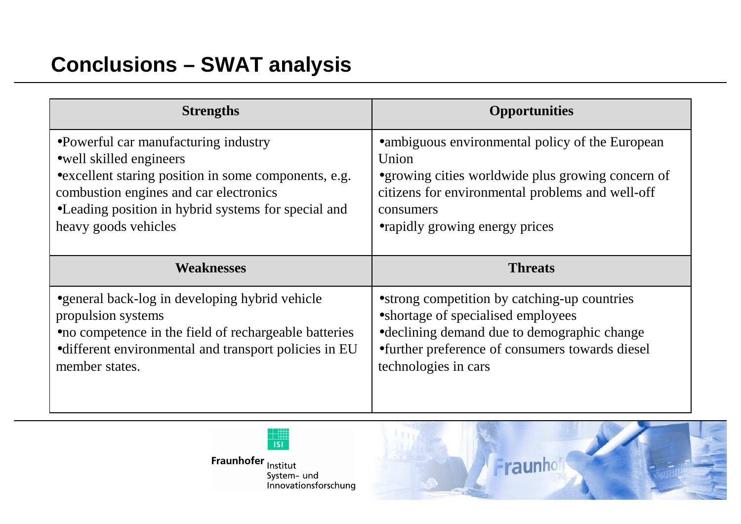## Conclusions – SWAT analysis

| Strengths | Opportunities |
|---|---|
| •Powerful car manufacturing industry<br>•well skilled engineers<br>•excellent staring position in some components, e.g. combustion engines and car electronics<br>•Leading position in hybrid systems for special and heavy goods vehicles | •ambiguous environmental policy of the European Union<br>•growing cities worldwide plus growing concern of citizens for environmental problems and well-off consumers<br>•rapidly growing energy prices |
| **Weaknesses** | **Threats** |
| •general back-log in developing hybrid vehicle propulsion systems<br>•no competence in the field of rechargeable batteries<br>•different environmental and transport policies in EU member states. | •strong competition by catching-up countries<br>•shortage of specialised employees<br>•declining demand due to demographic change<br>•further preference of consumers towards diesel technologies in cars |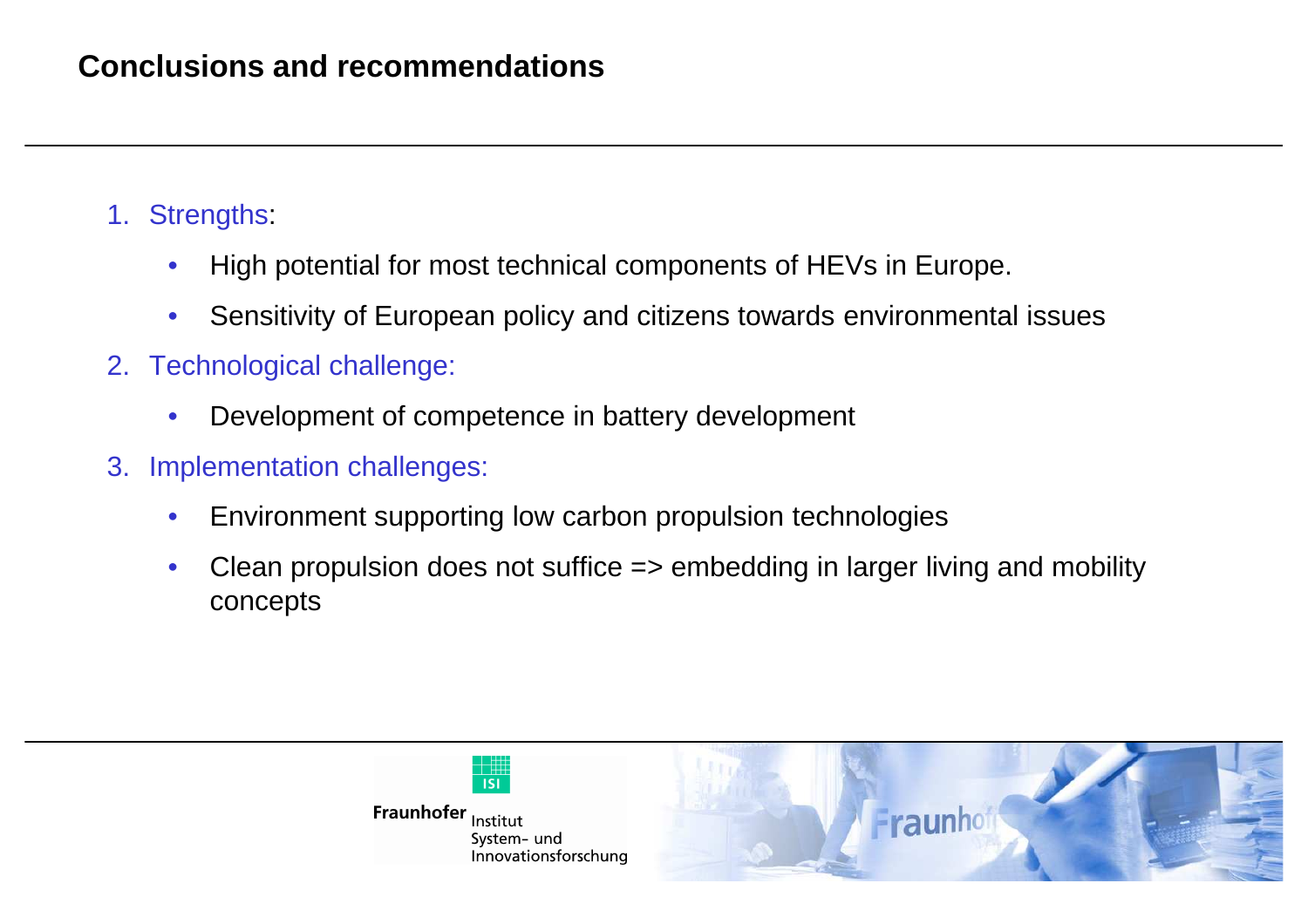# Conclusions and recommendations

1. Strengths:
   - High potential for most technical components of HEVs in Europe.
   - Sensitivity of European policy and citizens towards environmental issues
2. Technological challenge:
   - Development of competence in battery development
3. Implementation challenges:
   - Environment supporting low carbon propulsion technologies
   - Clean propulsion does not suffice => embedding in larger living and mobility concepts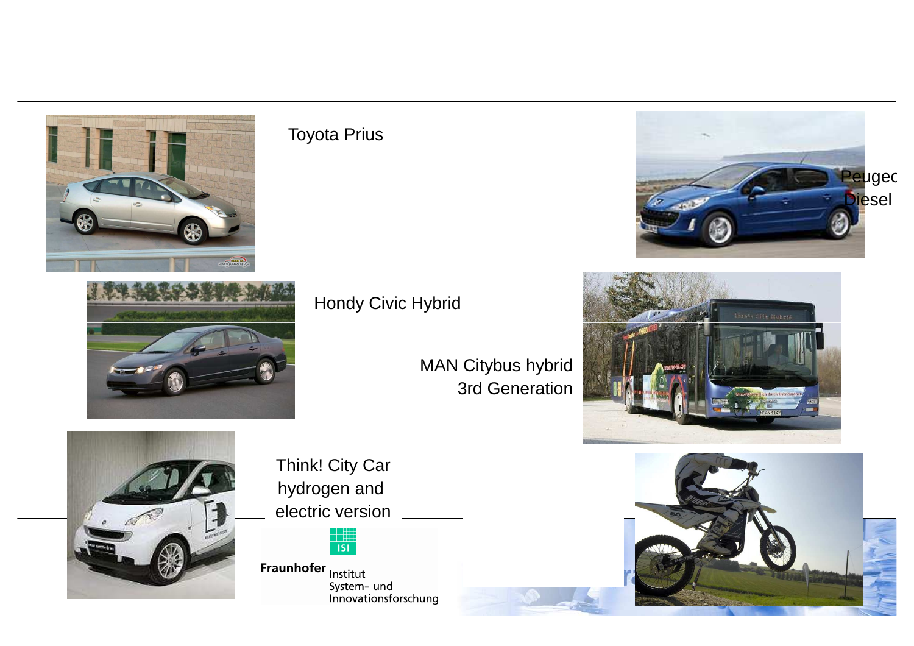Toyota Prius

Peugeo
Diesel

Hondy Civic Hybrid

MAN Citybus hybrid
3rd Generation

Think! City Car
hydrogen and
electric version

Fraunhofer Institut
System- und
Innovationsforschung